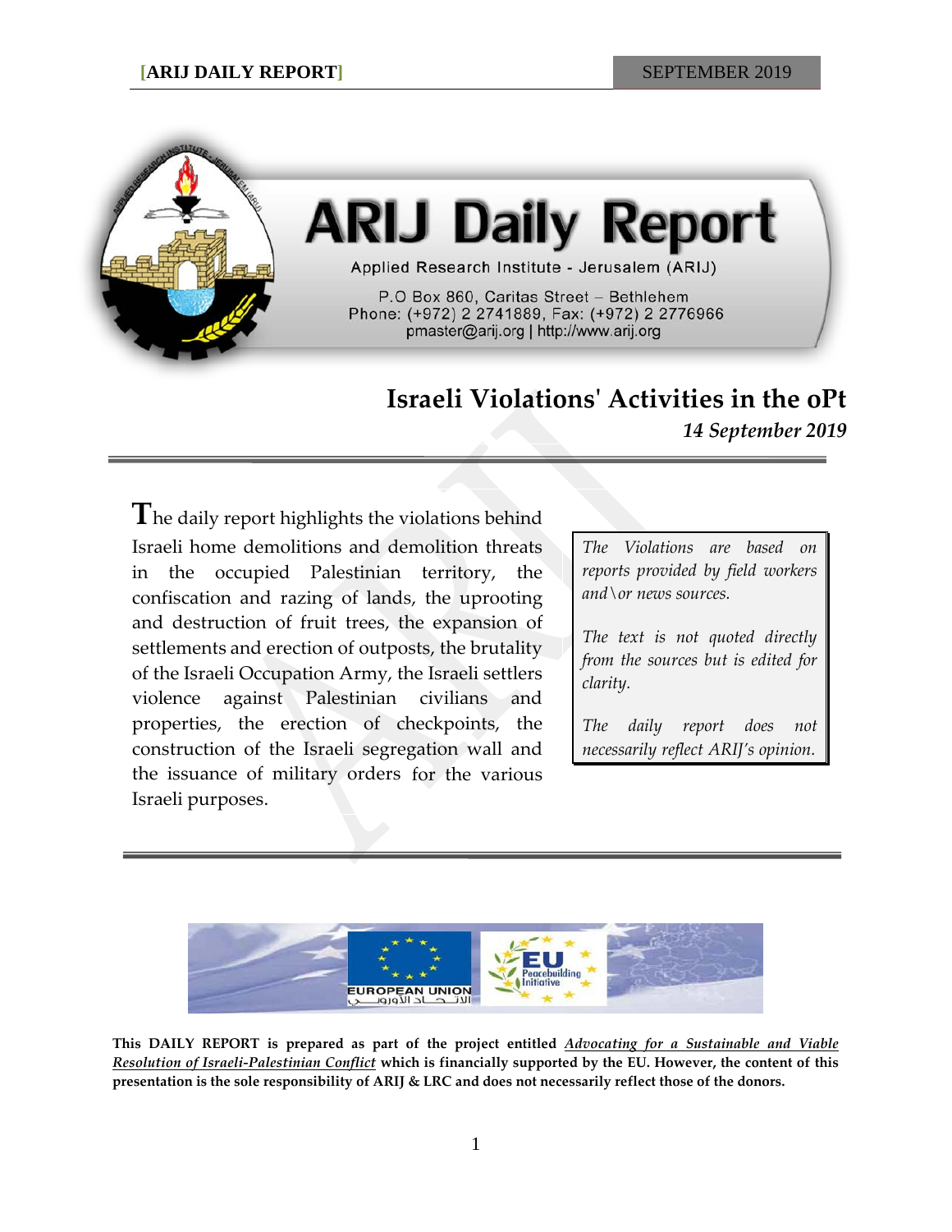# ARIJ Daily Report

Applied Research Institute - Jerusalem (ARIJ)

P.O Box 860, Caritas Street – Bethlehem
Phone: (+972) 2 2741889, Fax: (+972) 2 2776966
pmaster@arij.org | http://www.arij.org

## Israeli Violations' Activities in the oPt

*14 September 2019*

The daily report highlights the violations behind Israeli home demolitions and demolition threats in the occupied Palestinian territory, the confiscation and razing of lands, the uprooting and destruction of fruit trees, the expansion of settlements and erection of outposts, the brutality of the Israeli Occupation Army, the Israeli settlers violence against Palestinian civilians and properties, the erection of checkpoints, the construction of the Israeli segregation wall and the issuance of military orders for the various Israeli purposes.

*The Violations are based on reports provided by field workers and\or news sources.*

*The text is not quoted directly from the sources but is edited for clarity.*

*The daily report does not necessarily reflect ARIJ's opinion.*

EUROPEAN UNION
الاتحاد الأوروبي

EU Peacebuilding Initiative

**This DAILY REPORT is prepared as part of the project entitled *Advocating for a Sustainable and Viable Resolution of Israeli-Palestinian Conflict* which is financially supported by the EU. However, the content of this presentation is the sole responsibility of ARIJ & LRC and does not necessarily reflect those of the donors.**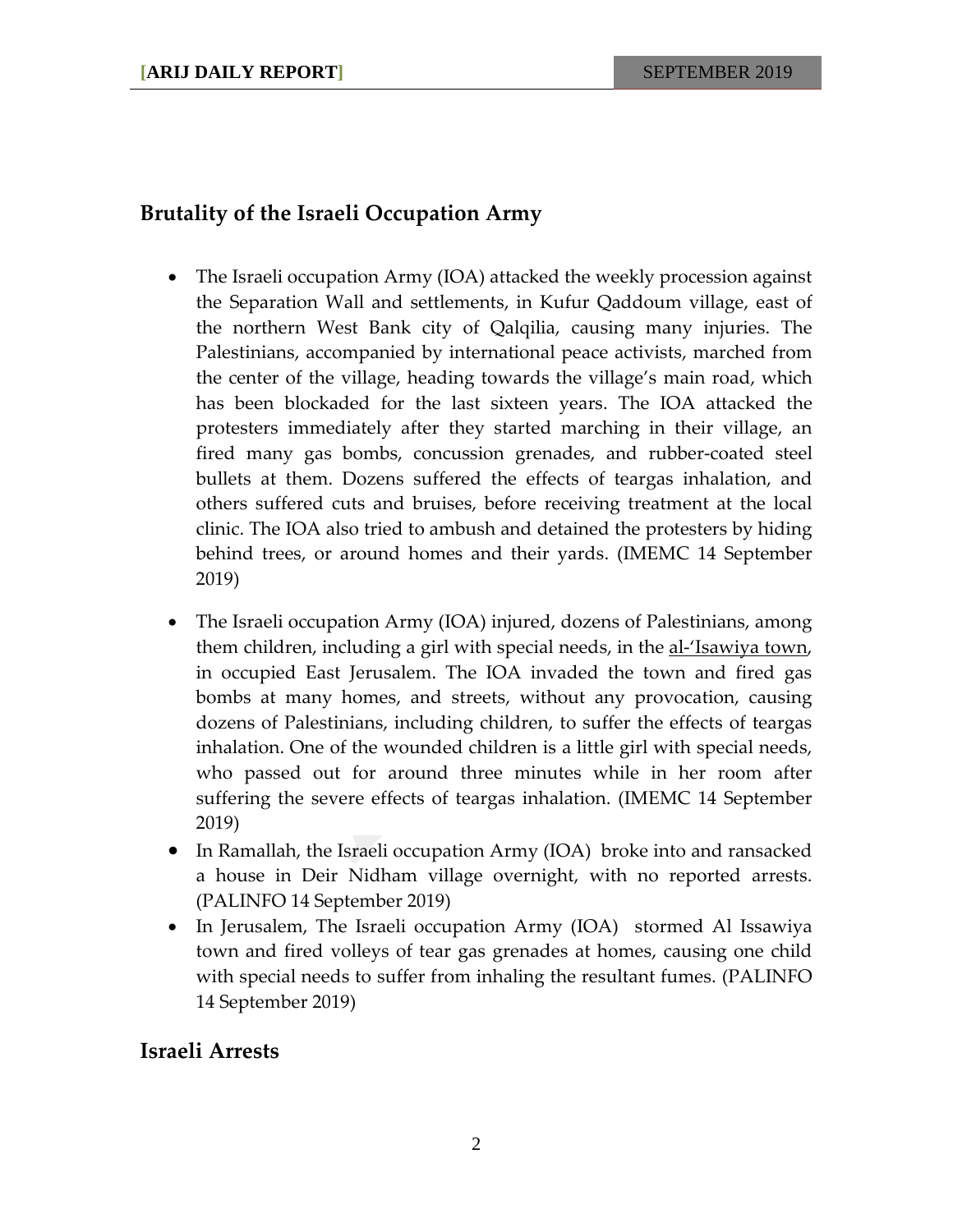## Brutality of the Israeli Occupation Army

- The Israeli occupation Army (IOA) attacked the weekly procession against the Separation Wall and settlements, in Kufur Qaddoum village, east of the northern West Bank city of Qalqilia, causing many injuries. The Palestinians, accompanied by international peace activists, marched from the center of the village, heading towards the village's main road, which has been blockaded for the last sixteen years. The IOA attacked the protesters immediately after they started marching in their village, an fired many gas bombs, concussion grenades, and rubber-coated steel bullets at them. Dozens suffered the effects of teargas inhalation, and others suffered cuts and bruises, before receiving treatment at the local clinic. The IOA also tried to ambush and detained the protesters by hiding behind trees, or around homes and their yards. (IMEMC 14 September 2019)
- The Israeli occupation Army (IOA) injured, dozens of Palestinians, among them children, including a girl with special needs, in the al-'Isawiya town, in occupied East Jerusalem. The IOA invaded the town and fired gas bombs at many homes, and streets, without any provocation, causing dozens of Palestinians, including children, to suffer the effects of teargas inhalation. One of the wounded children is a little girl with special needs, who passed out for around three minutes while in her room after suffering the severe effects of teargas inhalation. (IMEMC 14 September 2019)
- In Ramallah, the Israeli occupation Army (IOA) broke into and ransacked a house in Deir Nidham village overnight, with no reported arrests. (PALINFO 14 September 2019)
- In Jerusalem, The Israeli occupation Army (IOA) stormed Al Issawiya town and fired volleys of tear gas grenades at homes, causing one child with special needs to suffer from inhaling the resultant fumes. (PALINFO 14 September 2019)

## Israeli Arrests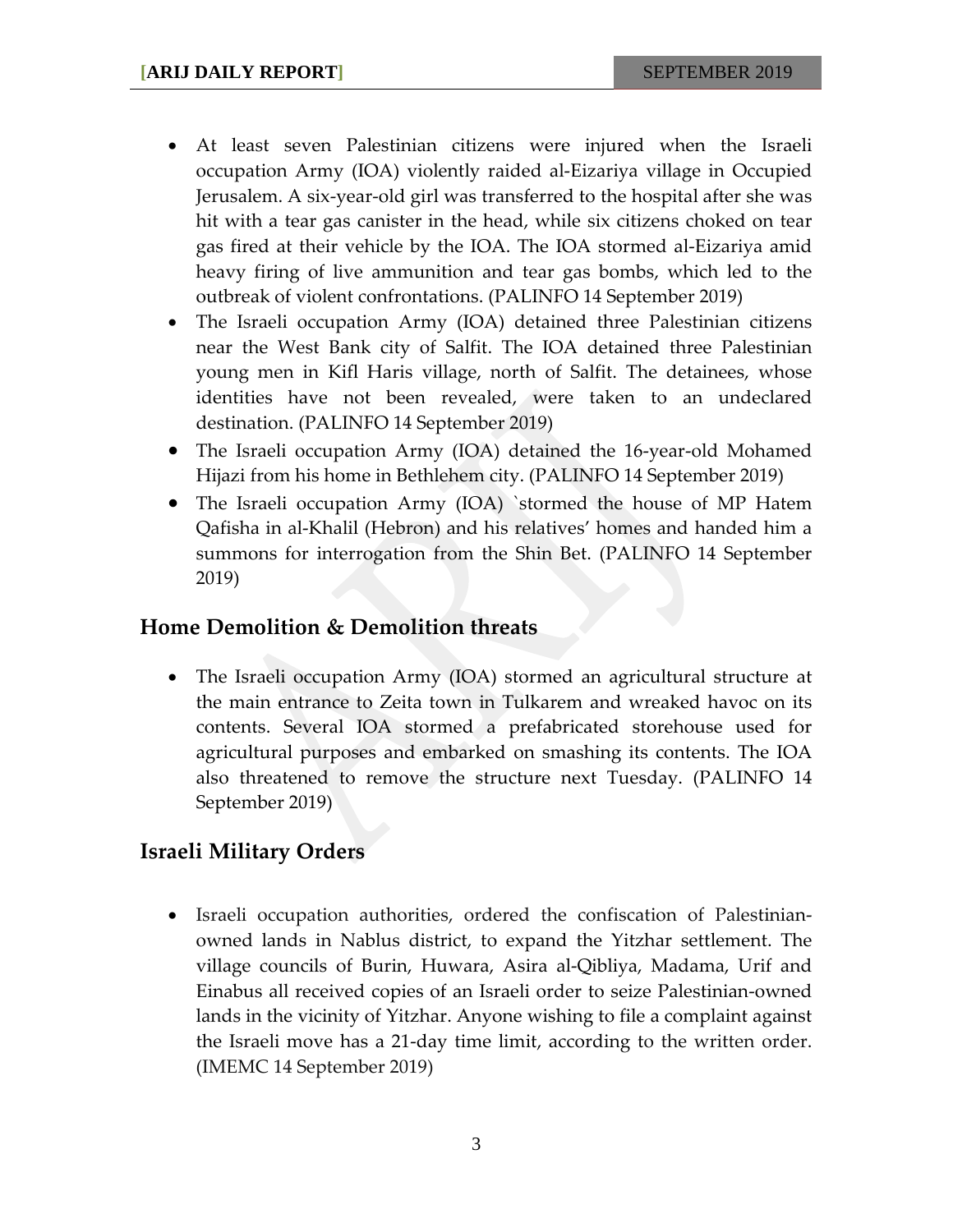- At least seven Palestinian citizens were injured when the Israeli occupation Army (IOA) violently raided al-Eizariya village in Occupied Jerusalem. A six-year-old girl was transferred to the hospital after she was hit with a tear gas canister in the head, while six citizens choked on tear gas fired at their vehicle by the IOA. The IOA stormed al-Eizariya amid heavy firing of live ammunition and tear gas bombs, which led to the outbreak of violent confrontations. (PALINFO 14 September 2019)
- The Israeli occupation Army (IOA) detained three Palestinian citizens near the West Bank city of Salfit. The IOA detained three Palestinian young men in Kifl Haris village, north of Salfit. The detainees, whose identities have not been revealed, were taken to an undeclared destination. (PALINFO 14 September 2019)
- The Israeli occupation Army (IOA) detained the 16-year-old Mohamed Hijazi from his home in Bethlehem city. (PALINFO 14 September 2019)
- The Israeli occupation Army (IOA) `stormed the house of MP Hatem Qafisha in al-Khalil (Hebron) and his relatives' homes and handed him a summons for interrogation from the Shin Bet. (PALINFO 14 September 2019)

## Home Demolition & Demolition threats

- The Israeli occupation Army (IOA) stormed an agricultural structure at the main entrance to Zeita town in Tulkarem and wreaked havoc on its contents. Several IOA stormed a prefabricated storehouse used for agricultural purposes and embarked on smashing its contents. The IOA also threatened to remove the structure next Tuesday. (PALINFO 14 September 2019)

## Israeli Military Orders

- Israeli occupation authorities, ordered the confiscation of Palestinian-owned lands in Nablus district, to expand the Yitzhar settlement. The village councils of Burin, Huwara, Asira al-Qibliya, Madama, Urif and Einabus all received copies of an Israeli order to seize Palestinian-owned lands in the vicinity of Yitzhar. Anyone wishing to file a complaint against the Israeli move has a 21-day time limit, according to the written order. (IMEMC 14 September 2019)